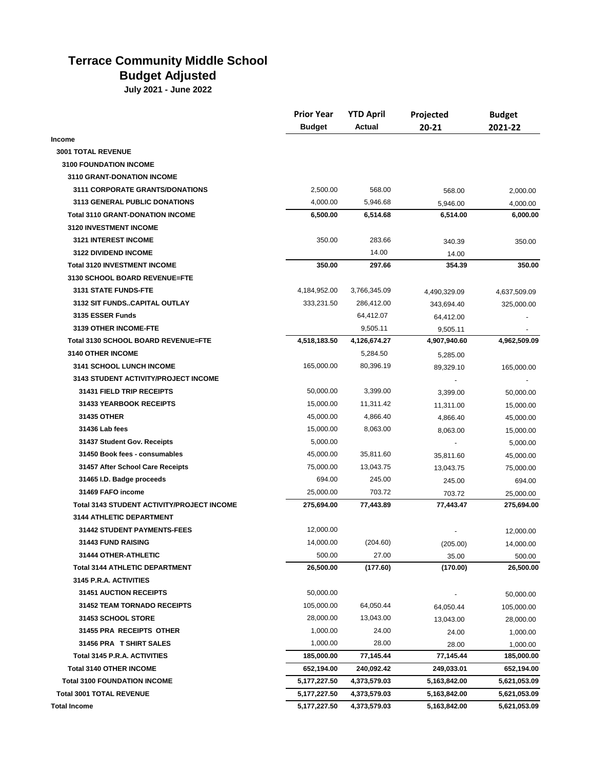# Terrace Community Middle School
## Budget Adjusted
**July 2021 - June 2022**

| | Prior Year Budget | YTD April Actual | Projected 20-21 | Budget 2021-22 |
|---|---|---|---|---|
| **Income** | | | | |
| **3001 TOTAL REVENUE** | | | | |
| **3100 FOUNDATION INCOME** | | | | |
| **3110 GRANT-DONATION INCOME** | | | | |
| **3111 CORPORATE GRANTS/DONATIONS** | 2,500.00 | 568.00 | 568.00 | 2,000.00 |
| **3113 GENERAL PUBLIC DONATIONS** | 4,000.00 | 5,946.68 | 5,946.00 | 4,000.00 |
| **Total 3110 GRANT-DONATION INCOME** | **6,500.00** | **6,514.68** | **6,514.00** | **6,000.00** |
| **3120 INVESTMENT INCOME** | | | | |
| **3121 INTEREST INCOME** | 350.00 | 283.66 | 340.39 | 350.00 |
| **3122 DIVIDEND INCOME** | | 14.00 | 14.00 | |
| **Total 3120 INVESTMENT INCOME** | **350.00** | **297.66** | **354.39** | **350.00** |
| **3130 SCHOOL BOARD REVENUE=FTE** | | | | |
| **3131 STATE FUNDS-FTE** | 4,184,952.00 | 3,766,345.09 | 4,490,329.09 | 4,637,509.09 |
| **3132 SIT FUNDS..CAPITAL OUTLAY** | 333,231.50 | 286,412.00 | 343,694.40 | 325,000.00 |
| **3135 ESSER Funds** | | 64,412.07 | 64,412.00 | - |
| **3139 OTHER INCOME-FTE** | | 9,505.11 | 9,505.11 | - |
| **Total 3130 SCHOOL BOARD REVENUE=FTE** | **4,518,183.50** | **4,126,674.27** | **4,907,940.60** | **4,962,509.09** |
| **3140 OTHER INCOME** | | 5,284.50 | 5,285.00 | |
| **3141 SCHOOL LUNCH INCOME** | 165,000.00 | 80,396.19 | 89,329.10 | 165,000.00 |
| **3143 STUDENT ACTIVITY/PROJECT INCOME** | | | - | - |
| **31431 FIELD TRIP RECEIPTS** | 50,000.00 | 3,399.00 | 3,399.00 | 50,000.00 |
| **31433 YEARBOOK RECEIPTS** | 15,000.00 | 11,311.42 | 11,311.00 | 15,000.00 |
| **31435 OTHER** | 45,000.00 | 4,866.40 | 4,866.40 | 45,000.00 |
| **31436 Lab fees** | 15,000.00 | 8,063.00 | 8,063.00 | 15,000.00 |
| **31437 Student Gov. Receipts** | 5,000.00 | | - | 5,000.00 |
| **31450 Book fees - consumables** | 45,000.00 | 35,811.60 | 35,811.60 | 45,000.00 |
| **31457 After School Care Receipts** | 75,000.00 | 13,043.75 | 13,043.75 | 75,000.00 |
| **31465 I.D. Badge proceeds** | 694.00 | 245.00 | 245.00 | 694.00 |
| **31469 FAFO income** | 25,000.00 | 703.72 | 703.72 | 25,000.00 |
| **Total 3143 STUDENT ACTIVITY/PROJECT INCOME** | **275,694.00** | **77,443.89** | **77,443.47** | **275,694.00** |
| **3144 ATHLETIC DEPARTMENT** | | | | |
| **31442 STUDENT PAYMENTS-FEES** | 12,000.00 | | - | 12,000.00 |
| **31443 FUND RAISING** | 14,000.00 | (204.60) | (205.00) | 14,000.00 |
| **31444 OTHER-ATHLETIC** | 500.00 | 27.00 | 35.00 | 500.00 |
| **Total 3144 ATHLETIC DEPARTMENT** | **26,500.00** | **(177.60)** | **(170.00)** | **26,500.00** |
| **3145 P.R.A. ACTIVITIES** | | | | |
| **31451 AUCTION RECEIPTS** | 50,000.00 | | - | 50,000.00 |
| **31452 TEAM TORNADO RECEIPTS** | 105,000.00 | 64,050.44 | 64,050.44 | 105,000.00 |
| **31453 SCHOOL STORE** | 28,000.00 | 13,043.00 | 13,043.00 | 28,000.00 |
| **31455 PRA RECEIPTS OTHER** | 1,000.00 | 24.00 | 24.00 | 1,000.00 |
| **31456 PRA T SHIRT SALES** | 1,000.00 | 28.00 | 28.00 | 1,000.00 |
| **Total 3145 P.R.A. ACTIVITIES** | **185,000.00** | **77,145.44** | **77,145.44** | **185,000.00** |
| **Total 3140 OTHER INCOME** | **652,194.00** | **240,092.42** | **249,033.01** | **652,194.00** |
| **Total 3100 FOUNDATION INCOME** | **5,177,227.50** | **4,373,579.03** | **5,163,842.00** | **5,621,053.09** |
| **Total 3001 TOTAL REVENUE** | **5,177,227.50** | **4,373,579.03** | **5,163,842.00** | **5,621,053.09** |
| **Total Income** | **5,177,227.50** | **4,373,579.03** | **5,163,842.00** | **5,621,053.09** |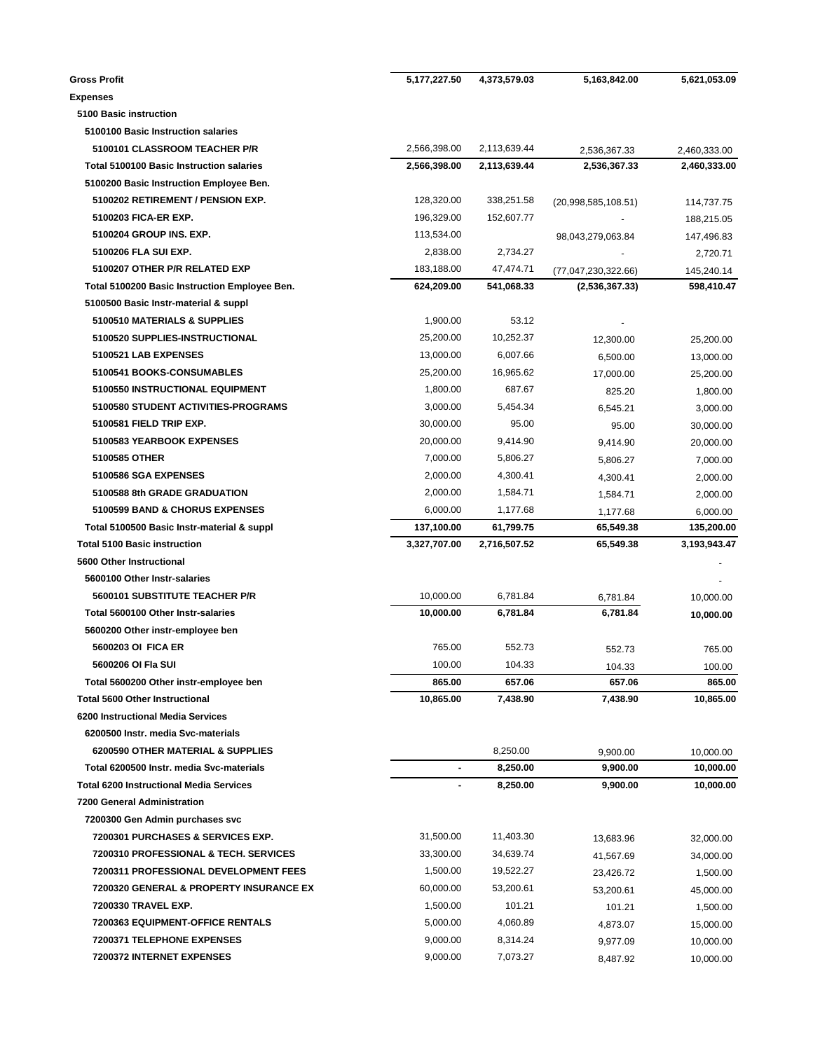| | | | | |
|---|---|---|---|---|
| **Gross Profit** | **5,177,227.50** | **4,373,579.03** | **5,163,842.00** | **5,621,053.09** |
| **Expenses** | | | | |
| **5100 Basic instruction** | | | | |
| **5100100 Basic Instruction salaries** | | | | |
| **5100101 CLASSROOM TEACHER P/R** | 2,566,398.00 | 2,113,639.44 | 2,536,367.33 | 2,460,333.00 |
| **Total 5100100 Basic Instruction salaries** | **2,566,398.00** | **2,113,639.44** | **2,536,367.33** | **2,460,333.00** |
| **5100200 Basic Instruction Employee Ben.** | | | | |
| **5100202 RETIREMENT / PENSION EXP.** | 128,320.00 | 338,251.58 | (20,998,585,108.51) | 114,737.75 |
| **5100203 FICA-ER EXP.** | 196,329.00 | 152,607.77 | - | 188,215.05 |
| **5100204 GROUP INS. EXP.** | 113,534.00 | | 98,043,279,063.84 | 147,496.83 |
| **5100206 FLA SUI EXP.** | 2,838.00 | 2,734.27 | - | 2,720.71 |
| **5100207 OTHER P/R RELATED EXP** | 183,188.00 | 47,474.71 | (77,047,230,322.66) | 145,240.14 |
| **Total 5100200 Basic Instruction Employee Ben.** | **624,209.00** | **541,068.33** | **(2,536,367.33)** | **598,410.47** |
| **5100500 Basic Instr-material & suppl** | | | | |
| **5100510 MATERIALS & SUPPLIES** | 1,900.00 | 53.12 | - | |
| **5100520 SUPPLIES-INSTRUCTIONAL** | 25,200.00 | 10,252.37 | 12,300.00 | 25,200.00 |
| **5100521 LAB EXPENSES** | 13,000.00 | 6,007.66 | 6,500.00 | 13,000.00 |
| **5100541 BOOKS-CONSUMABLES** | 25,200.00 | 16,965.62 | 17,000.00 | 25,200.00 |
| **5100550 INSTRUCTIONAL EQUIPMENT** | 1,800.00 | 687.67 | 825.20 | 1,800.00 |
| **5100580 STUDENT ACTIVITIES-PROGRAMS** | 3,000.00 | 5,454.34 | 6,545.21 | 3,000.00 |
| **5100581 FIELD TRIP EXP.** | 30,000.00 | 95.00 | 95.00 | 30,000.00 |
| **5100583 YEARBOOK EXPENSES** | 20,000.00 | 9,414.90 | 9,414.90 | 20,000.00 |
| **5100585 OTHER** | 7,000.00 | 5,806.27 | 5,806.27 | 7,000.00 |
| **5100586 SGA EXPENSES** | 2,000.00 | 4,300.41 | 4,300.41 | 2,000.00 |
| **5100588 8th GRADE GRADUATION** | 2,000.00 | 1,584.71 | 1,584.71 | 2,000.00 |
| **5100599 BAND & CHORUS EXPENSES** | 6,000.00 | 1,177.68 | 1,177.68 | 6,000.00 |
| **Total 5100500 Basic Instr-material & suppl** | **137,100.00** | **61,799.75** | **65,549.38** | **135,200.00** |
| **Total 5100 Basic instruction** | **3,327,707.00** | **2,716,507.52** | **65,549.38** | **3,193,943.47** |
| **5600 Other Instructional** | | | | - |
| **5600100 Other Instr-salaries** | | | | - |
| **5600101 SUBSTITUTE TEACHER P/R** | 10,000.00 | 6,781.84 | 6,781.84 | 10,000.00 |
| **Total 5600100 Other Instr-salaries** | **10,000.00** | **6,781.84** | **6,781.84** | **10,000.00** |
| **5600200 Other instr-employee ben** | | | | |
| **5600203 OI FICA ER** | 765.00 | 552.73 | 552.73 | 765.00 |
| **5600206 OI Fla SUI** | 100.00 | 104.33 | 104.33 | 100.00 |
| **Total 5600200 Other instr-employee ben** | **865.00** | **657.06** | **657.06** | **865.00** |
| **Total 5600 Other Instructional** | **10,865.00** | **7,438.90** | **7,438.90** | **10,865.00** |
| **6200 Instructional Media Services** | | | | |
| **6200500 Instr. media Svc-materials** | | | | |
| **6200590 OTHER MATERIAL & SUPPLIES** | | 8,250.00 | 9,900.00 | 10,000.00 |
| **Total 6200500 Instr. media Svc-materials** | **-** | **8,250.00** | **9,900.00** | **10,000.00** |
| **Total 6200 Instructional Media Services** | **-** | **8,250.00** | **9,900.00** | **10,000.00** |
| **7200 General Administration** | | | | |
| **7200300 Gen Admin purchases svc** | | | | |
| **7200301 PURCHASES & SERVICES EXP.** | 31,500.00 | 11,403.30 | 13,683.96 | 32,000.00 |
| **7200310 PROFESSIONAL & TECH. SERVICES** | 33,300.00 | 34,639.74 | 41,567.69 | 34,000.00 |
| **7200311 PROFESSIONAL DEVELOPMENT FEES** | 1,500.00 | 19,522.27 | 23,426.72 | 1,500.00 |
| **7200320 GENERAL & PROPERTY INSURANCE EX** | 60,000.00 | 53,200.61 | 53,200.61 | 45,000.00 |
| **7200330 TRAVEL EXP.** | 1,500.00 | 101.21 | 101.21 | 1,500.00 |
| **7200363 EQUIPMENT-OFFICE RENTALS** | 5,000.00 | 4,060.89 | 4,873.07 | 15,000.00 |
| **7200371 TELEPHONE EXPENSES** | 9,000.00 | 8,314.24 | 9,977.09 | 10,000.00 |
| **7200372 INTERNET EXPENSES** | 9,000.00 | 7,073.27 | 8,487.92 | 10,000.00 |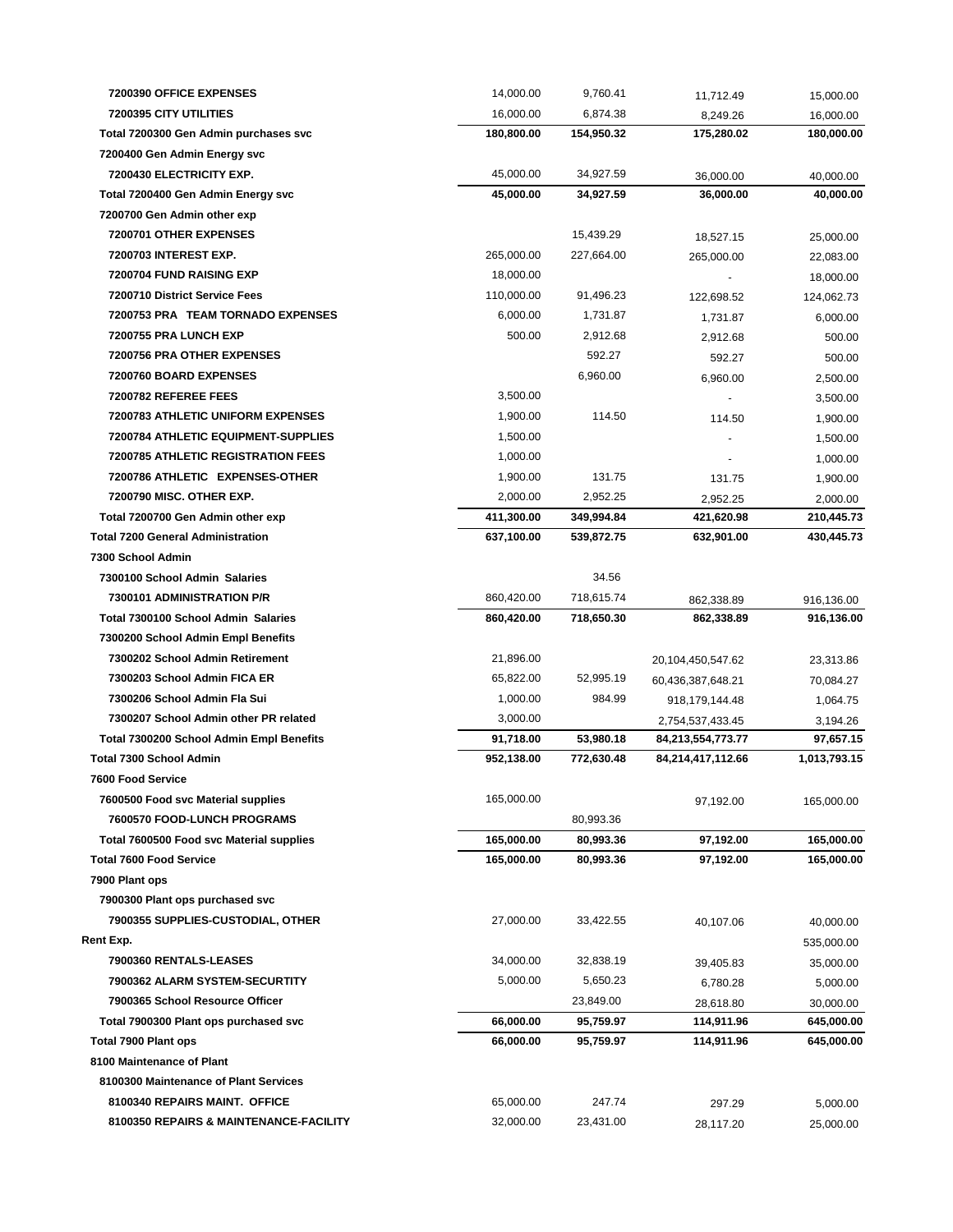| | | | | |
|---|---|---|---|---|
| **7200390 OFFICE EXPENSES** | 14,000.00 | 9,760.41 | 11,712.49 | 15,000.00 |
| **7200395 CITY UTILITIES** | 16,000.00 | 6,874.38 | 8,249.26 | 16,000.00 |
| **Total 7200300 Gen Admin purchases svc** | **180,800.00** | **154,950.32** | **175,280.02** | **180,000.00** |
| **7200400 Gen Admin Energy svc** | | | | |
| **7200430 ELECTRICITY EXP.** | 45,000.00 | 34,927.59 | 36,000.00 | 40,000.00 |
| **Total 7200400 Gen Admin Energy svc** | **45,000.00** | **34,927.59** | **36,000.00** | **40,000.00** |
| **7200700 Gen Admin other exp** | | | | |
| **7200701 OTHER EXPENSES** | | 15,439.29 | 18,527.15 | 25,000.00 |
| **7200703 INTEREST EXP.** | 265,000.00 | 227,664.00 | 265,000.00 | 22,083.00 |
| **7200704 FUND RAISING EXP** | 18,000.00 | | - | 18,000.00 |
| **7200710 District Service Fees** | 110,000.00 | 91,496.23 | 122,698.52 | 124,062.73 |
| **7200753 PRA TEAM TORNADO EXPENSES** | 6,000.00 | 1,731.87 | 1,731.87 | 6,000.00 |
| **7200755 PRA LUNCH EXP** | 500.00 | 2,912.68 | 2,912.68 | 500.00 |
| **7200756 PRA OTHER EXPENSES** | | 592.27 | 592.27 | 500.00 |
| **7200760 BOARD EXPENSES** | | 6,960.00 | 6,960.00 | 2,500.00 |
| **7200782 REFEREE FEES** | 3,500.00 | | - | 3,500.00 |
| **7200783 ATHLETIC UNIFORM EXPENSES** | 1,900.00 | 114.50 | 114.50 | 1,900.00 |
| **7200784 ATHLETIC EQUIPMENT-SUPPLIES** | 1,500.00 | | - | 1,500.00 |
| **7200785 ATHLETIC REGISTRATION FEES** | 1,000.00 | | - | 1,000.00 |
| **7200786 ATHLETIC EXPENSES-OTHER** | 1,900.00 | 131.75 | 131.75 | 1,900.00 |
| **7200790 MISC. OTHER EXP.** | 2,000.00 | 2,952.25 | 2,952.25 | 2,000.00 |
| **Total 7200700 Gen Admin other exp** | **411,300.00** | **349,994.84** | **421,620.98** | **210,445.73** |
| **Total 7200 General Administration** | **637,100.00** | **539,872.75** | **632,901.00** | **430,445.73** |
| **7300 School Admin** | | | | |
| **7300100 School Admin Salaries** | | 34.56 | | |
| **7300101 ADMINISTRATION P/R** | 860,420.00 | 718,615.74 | 862,338.89 | 916,136.00 |
| **Total 7300100 School Admin Salaries** | **860,420.00** | **718,650.30** | **862,338.89** | **916,136.00** |
| **7300200 School Admin Empl Benefits** | | | | |
| **7300202 School Admin Retirement** | 21,896.00 | | 20,104,450,547.62 | 23,313.86 |
| **7300203 School Admin FICA ER** | 65,822.00 | 52,995.19 | 60,436,387,648.21 | 70,084.27 |
| **7300206 School Admin Fla Sui** | 1,000.00 | 984.99 | 918,179,144.48 | 1,064.75 |
| **7300207 School Admin other PR related** | 3,000.00 | | 2,754,537,433.45 | 3,194.26 |
| **Total 7300200 School Admin Empl Benefits** | **91,718.00** | **53,980.18** | **84,213,554,773.77** | **97,657.15** |
| **Total 7300 School Admin** | **952,138.00** | **772,630.48** | **84,214,417,112.66** | **1,013,793.15** |
| **7600 Food Service** | | | | |
| **7600500 Food svc Material supplies** | 165,000.00 | | 97,192.00 | 165,000.00 |
| **7600570 FOOD-LUNCH PROGRAMS** | | 80,993.36 | | |
| **Total 7600500 Food svc Material supplies** | **165,000.00** | **80,993.36** | **97,192.00** | **165,000.00** |
| **Total 7600 Food Service** | **165,000.00** | **80,993.36** | **97,192.00** | **165,000.00** |
| **7900 Plant ops** | | | | |
| **7900300 Plant ops purchased svc** | | | | |
| **7900355 SUPPLIES-CUSTODIAL, OTHER** | 27,000.00 | 33,422.55 | 40,107.06 | 40,000.00 |
| **Rent Exp.** | | | | 535,000.00 |
| **7900360 RENTALS-LEASES** | 34,000.00 | 32,838.19 | 39,405.83 | 35,000.00 |
| **7900362 ALARM SYSTEM-SECURTITY** | 5,000.00 | 5,650.23 | 6,780.28 | 5,000.00 |
| **7900365 School Resource Officer** | | 23,849.00 | 28,618.80 | 30,000.00 |
| **Total 7900300 Plant ops purchased svc** | **66,000.00** | **95,759.97** | **114,911.96** | **645,000.00** |
| **Total 7900 Plant ops** | **66,000.00** | **95,759.97** | **114,911.96** | **645,000.00** |
| **8100 Maintenance of Plant** | | | | |
| **8100300 Maintenance of Plant Services** | | | | |
| **8100340 REPAIRS MAINT. OFFICE** | 65,000.00 | 247.74 | 297.29 | 5,000.00 |
| **8100350 REPAIRS & MAINTENANCE-FACILITY** | 32,000.00 | 23,431.00 | 28,117.20 | 25,000.00 |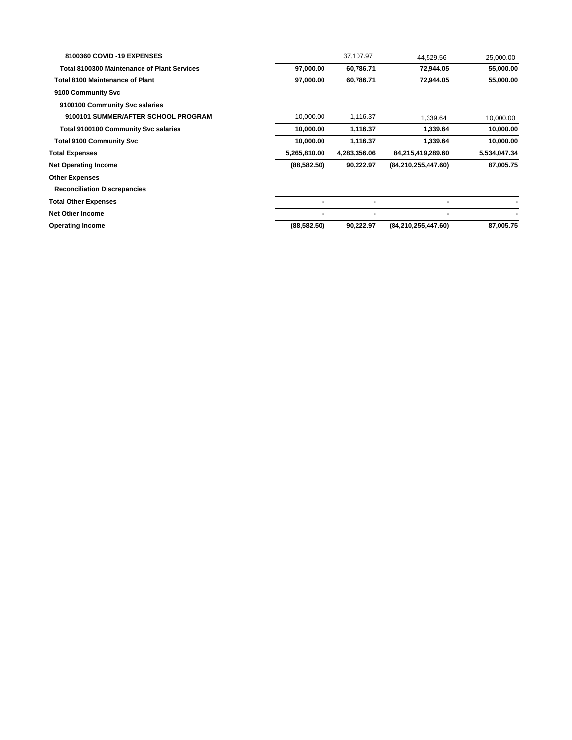| | | | | |
|---|---|---|---|---|
| **8100360 COVID -19 EXPENSES** | | 37,107.97 | 44,529.56 | 25,000.00 |
| **Total 8100300 Maintenance of Plant Services** | **97,000.00** | **60,786.71** | **72,944.05** | **55,000.00** |
| **Total 8100 Maintenance of Plant** | **97,000.00** | **60,786.71** | **72,944.05** | **55,000.00** |
| **9100 Community Svc** | | | | |
| **9100100 Community Svc salaries** | | | | |
| **9100101 SUMMER/AFTER SCHOOL PROGRAM** | 10,000.00 | 1,116.37 | 1,339.64 | 10,000.00 |
| **Total 9100100 Community Svc salaries** | **10,000.00** | **1,116.37** | **1,339.64** | **10,000.00** |
| **Total 9100 Community Svc** | **10,000.00** | **1,116.37** | **1,339.64** | **10,000.00** |
| **Total Expenses** | **5,265,810.00** | **4,283,356.06** | **84,215,419,289.60** | **5,534,047.34** |
| **Net Operating Income** | **(88,582.50)** | **90,222.97** | **(84,210,255,447.60)** | **87,005.75** |
| **Other Expenses** | | | | |
| **Reconciliation Discrepancies** | | | | |
| **Total Other Expenses** | **-** | **-** | **-** | **-** |
| **Net Other Income** | **-** | **-** | **-** | **-** |
| **Operating Income** | **(88,582.50)** | **90,222.97** | **(84,210,255,447.60)** | **87,005.75** |